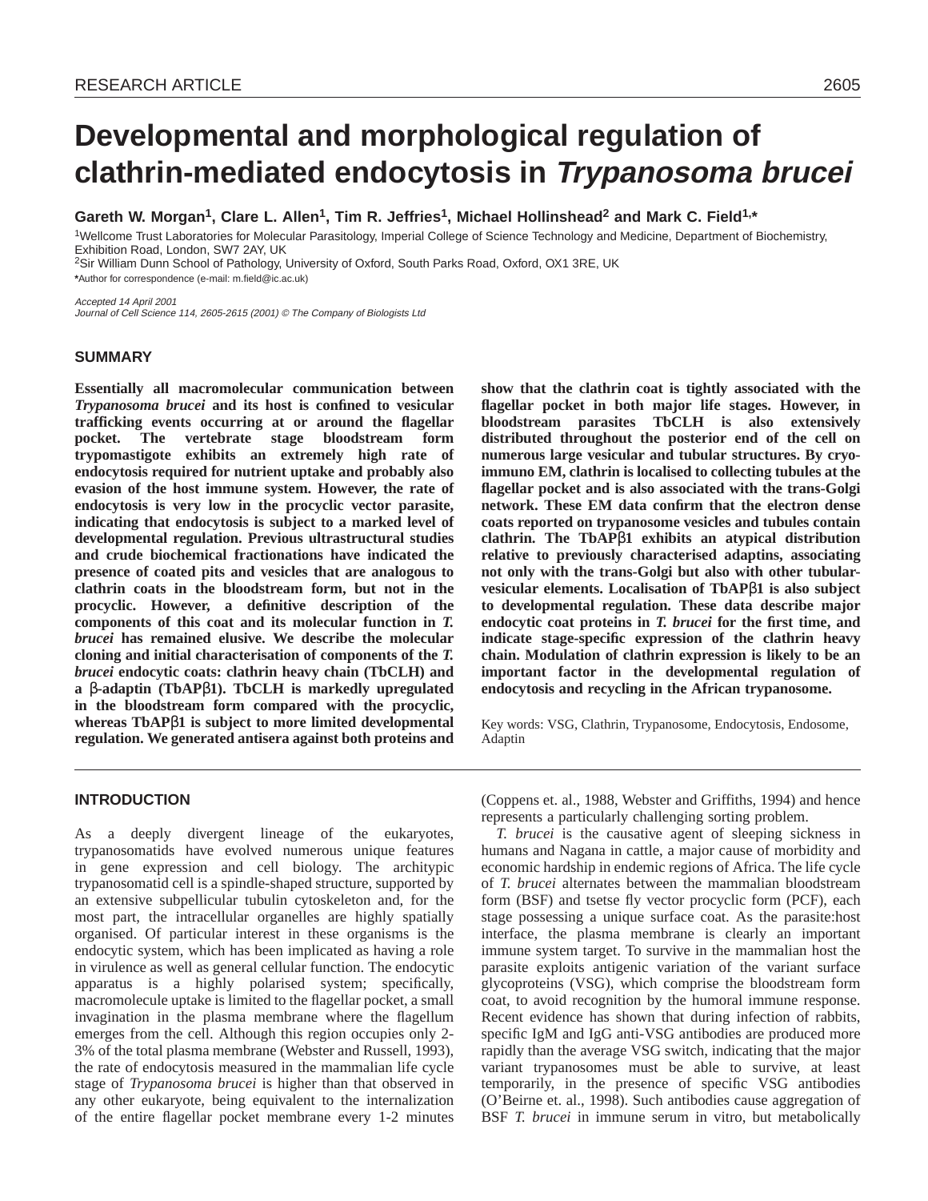RESEARCH ARTICLE

# Developmental and morphological regulation of clathrin-mediated endocytosis in *Trypanosoma brucei*

**Gareth W. Morgan[1], Clare L. Allen[1], Tim R. Jeffries[1], Michael Hollinshead[2] and Mark C. Field[1,*]**

[1]Wellcome Trust Laboratories for Molecular Parasitology, Imperial College of Science Technology and Medicine, Department of Biochemistry, Exhibition Road, London, SW7 2AY, UK
[2]Sir William Dunn School of Pathology, University of Oxford, South Parks Road, Oxford, OX1 3RE, UK
*Author for correspondence (e-mail: m.field@ic.ac.uk)

*Accepted 14 April 2001*
*Journal of Cell Science 114, 2605-2615 (2001) © The Company of Biologists Ltd*

## SUMMARY

**Essentially all macromolecular communication between *Trypanosoma brucei* and its host is confined to vesicular trafficking events occurring at or around the flagellar pocket. The vertebrate stage bloodstream form trypomastigote exhibits an extremely high rate of endocytosis required for nutrient uptake and probably also evasion of the host immune system. However, the rate of endocytosis is very low in the procyclic vector parasite, indicating that endocytosis is subject to a marked level of developmental regulation. Previous ultrastructural studies and crude biochemical fractionations have indicated the presence of coated pits and vesicles that are analogous to clathrin coats in the bloodstream form, but not in the procyclic. However, a definitive description of the components of this coat and its molecular function in *T. brucei* has remained elusive. We describe the molecular cloning and initial characterisation of components of the *T. brucei* endocytic coats: clathrin heavy chain (TbCLH) and a β-adaptin (TbAPβ1). TbCLH is markedly upregulated in the bloodstream form compared with the procyclic, whereas TbAPβ1 is subject to more limited developmental regulation. We generated antisera against both proteins and show that the clathrin coat is tightly associated with the flagellar pocket in both major life stages. However, in bloodstream parasites TbCLH is also extensively distributed throughout the posterior end of the cell on numerous large vesicular and tubular structures. By cryo-immuno EM, clathrin is localised to collecting tubules at the flagellar pocket and is also associated with the trans-Golgi network. These EM data confirm that the electron dense coats reported on trypanosome vesicles and tubules contain clathrin. The TbAPβ1 exhibits an atypical distribution relative to previously characterised adaptins, associating not only with the trans-Golgi but also with other tubular-vesicular elements. Localisation of TbAPβ1 is also subject to developmental regulation. These data describe major endocytic coat proteins in *T. brucei* for the first time, and indicate stage-specific expression of the clathrin heavy chain. Modulation of clathrin expression is likely to be an important factor in the developmental regulation of endocytosis and recycling in the African trypanosome.**

Key words: VSG, Clathrin, Trypanosome, Endocytosis, Endosome, Adaptin

## INTRODUCTION

As a deeply divergent lineage of the eukaryotes, trypanosomatids have evolved numerous unique features in gene expression and cell biology. The architypic trypanosomatid cell is a spindle-shaped structure, supported by an extensive subpellicular tubulin cytoskeleton and, for the most part, the intracellular organelles are highly spatially organised. Of particular interest in these organisms is the endocytic system, which has been implicated as having a role in virulence as well as general cellular function. The endocytic apparatus is a highly polarised system; specifically, macromolecule uptake is limited to the flagellar pocket, a small invagination in the plasma membrane where the flagellum emerges from the cell. Although this region occupies only 2-3% of the total plasma membrane (Webster and Russell, 1993), the rate of endocytosis measured in the mammalian life cycle stage of *Trypanosoma brucei* is higher than that observed in any other eukaryote, being equivalent to the internalization of the entire flagellar pocket membrane every 1-2 minutes (Coppens et. al., 1988, Webster and Griffiths, 1994) and hence represents a particularly challenging sorting problem.

*T. brucei* is the causative agent of sleeping sickness in humans and Nagana in cattle, a major cause of morbidity and economic hardship in endemic regions of Africa. The life cycle of *T. brucei* alternates between the mammalian bloodstream form (BSF) and tsetse fly vector procyclic form (PCF), each stage possessing a unique surface coat. As the parasite:host interface, the plasma membrane is clearly an important immune system target. To survive in the mammalian host the parasite exploits antigenic variation of the variant surface glycoproteins (VSG), which comprise the bloodstream form coat, to avoid recognition by the humoral immune response. Recent evidence has shown that during infection of rabbits, specific IgM and IgG anti-VSG antibodies are produced more rapidly than the average VSG switch, indicating that the major variant trypanosomes must be able to survive, at least temporarily, in the presence of specific VSG antibodies (O'Beirne et. al., 1998). Such antibodies cause aggregation of BSF *T. brucei* in immune serum in vitro, but metabolically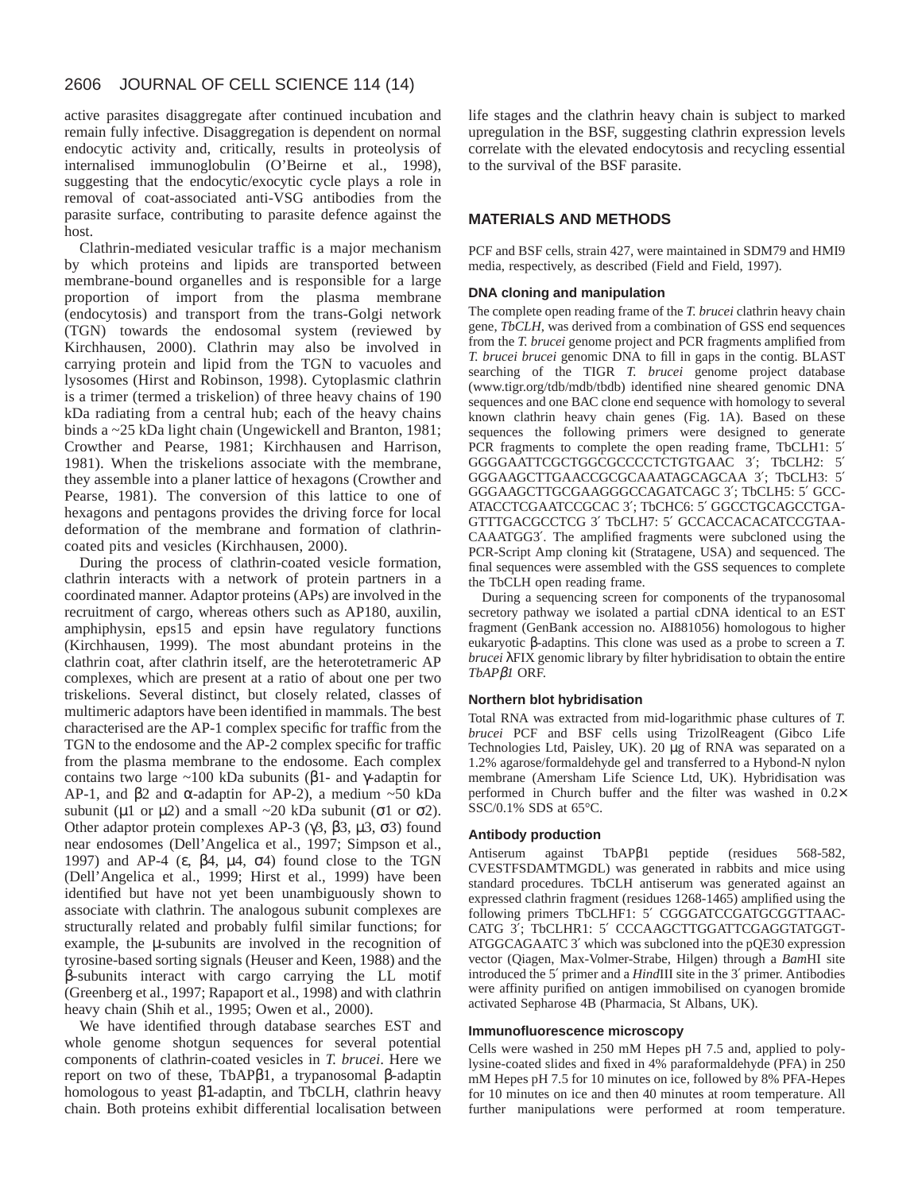active parasites disaggregate after continued incubation and remain fully infective. Disaggregation is dependent on normal endocytic activity and, critically, results in proteolysis of internalised immunoglobulin (O'Beirne et al., 1998), suggesting that the endocytic/exocytic cycle plays a role in removal of coat-associated anti-VSG antibodies from the parasite surface, contributing to parasite defence against the host.

Clathrin-mediated vesicular traffic is a major mechanism by which proteins and lipids are transported between membrane-bound organelles and is responsible for a large proportion of import from the plasma membrane (endocytosis) and transport from the trans-Golgi network (TGN) towards the endosomal system (reviewed by Kirchhausen, 2000). Clathrin may also be involved in carrying protein and lipid from the TGN to vacuoles and lysosomes (Hirst and Robinson, 1998). Cytoplasmic clathrin is a trimer (termed a triskelion) of three heavy chains of 190 kDa radiating from a central hub; each of the heavy chains binds a ~25 kDa light chain (Ungewickell and Branton, 1981; Crowther and Pearse, 1981; Kirchhausen and Harrison, 1981). When the triskelions associate with the membrane, they assemble into a planer lattice of hexagons (Crowther and Pearse, 1981). The conversion of this lattice to one of hexagons and pentagons provides the driving force for local deformation of the membrane and formation of clathrin-coated pits and vesicles (Kirchhausen, 2000).

During the process of clathrin-coated vesicle formation, clathrin interacts with a network of protein partners in a coordinated manner. Adaptor proteins (APs) are involved in the recruitment of cargo, whereas others such as AP180, auxilin, amphiphysin, eps15 and epsin have regulatory functions (Kirchhausen, 1999). The most abundant proteins in the clathrin coat, after clathrin itself, are the heterotetrameric AP complexes, which are present at a ratio of about one per two triskelions. Several distinct, but closely related, classes of multimeric adaptors have been identified in mammals. The best characterised are the AP-1 complex specific for traffic from the TGN to the endosome and the AP-2 complex specific for traffic from the plasma membrane to the endosome. Each complex contains two large ~100 kDa subunits (β1- and γ-adaptin for AP-1, and β2 and α-adaptin for AP-2), a medium ~50 kDa subunit (μ1 or μ2) and a small ~20 kDa subunit (σ1 or σ2). Other adaptor protein complexes AP-3 (γ3, β3, μ3, σ3) found near endosomes (Dell'Angelica et al., 1997; Simpson et al., 1997) and AP-4 (ε, β4, μ4, σ4) found close to the TGN (Dell'Angelica et al., 1999; Hirst et al., 1999) have been identified but have not yet been unambiguously shown to associate with clathrin. The analogous subunit complexes are structurally related and probably fulfil similar functions; for example, the μ-subunits are involved in the recognition of tyrosine-based sorting signals (Heuser and Keen, 1988) and the β-subunits interact with cargo carrying the LL motif (Greenberg et al., 1997; Rapaport et al., 1998) and with clathrin heavy chain (Shih et al., 1995; Owen et al., 2000).

We have identified through database searches EST and whole genome shotgun sequences for several potential components of clathrin-coated vesicles in *T. brucei*. Here we report on two of these, TbAPβ1, a trypanosomal β-adaptin homologous to yeast β1-adaptin, and TbCLH, clathrin heavy chain. Both proteins exhibit differential localisation between life stages and the clathrin heavy chain is subject to marked upregulation in the BSF, suggesting clathrin expression levels correlate with the elevated endocytosis and recycling essential to the survival of the BSF parasite.

## MATERIALS AND METHODS

PCF and BSF cells, strain 427, were maintained in SDM79 and HMI9 media, respectively, as described (Field and Field, 1997).

### DNA cloning and manipulation

The complete open reading frame of the *T. brucei* clathrin heavy chain gene, *TbCLH*, was derived from a combination of GSS end sequences from the *T. brucei* genome project and PCR fragments amplified from *T. brucei brucei* genomic DNA to fill in gaps in the contig. BLAST searching of the TIGR *T. brucei* genome project database (www.tigr.org/tdb/mdb/tbdb) identified nine sheared genomic DNA sequences and one BAC clone end sequence with homology to several known clathrin heavy chain genes (Fig. 1A). Based on these sequences the following primers were designed to generate PCR fragments to complete the open reading frame, TbCLH1: 5′ GGGGAATTCGCTGGCGCCCCTCTGTGAAC 3′; TbCLH2: 5′ GGGAAGCTTGAACCGCGCAAATAGCAGCAA 3′; TbCLH3: 5′ GGGAAGCTTGCGAAGGGCCAGATCAGC 3′; TbCLH5: 5′ GCC-ATACCTCGAATCCGCAC 3′; TbCHC6: 5′ GGCCTGCAGCCTGA-GTTTGACGCCTCG 3′ TbCLH7: 5′ GCCACCACACATCCGTAA-CAAATGG3′. The amplified fragments were subcloned using the PCR-Script Amp cloning kit (Stratagene, USA) and sequenced. The final sequences were assembled with the GSS sequences to complete the TbCLH open reading frame.

During a sequencing screen for components of the trypanosomal secretory pathway we isolated a partial cDNA identical to an EST fragment (GenBank accession no. AI881056) homologous to higher eukaryotic β-adaptins. This clone was used as a probe to screen a *T. brucei* λFIX genomic library by filter hybridisation to obtain the entire *TbAPβ1* ORF.

### Northern blot hybridisation

Total RNA was extracted from mid-logarithmic phase cultures of *T. brucei* PCF and BSF cells using TrizolReagent (Gibco Life Technologies Ltd, Paisley, UK). 20 μg of RNA was separated on a 1.2% agarose/formaldehyde gel and transferred to a Hybond-N nylon membrane (Amersham Life Science Ltd, UK). Hybridisation was performed in Church buffer and the filter was washed in 0.2× SSC/0.1% SDS at 65°C.

### Antibody production

Antiserum against TbAPβ1 peptide (residues 568-582, CVESTFSDAMTMGDL) was generated in rabbits and mice using standard procedures. TbCLH antiserum was generated against an expressed clathrin fragment (residues 1268-1465) amplified using the following primers TbCLHF1: 5′ CGGGATCCGATGCGGTTAAC-CATG 3′; TbCLHR1: 5′ CCCAAGCTTGGATTCGAGGTATGGT-ATGGCAGAATC 3′ which was subcloned into the pQE30 expression vector (Qiagen, Max-Volmer-Strabe, Hilgen) through a *Bam*HI site introduced the 5′ primer and a *Hind*III site in the 3′ primer. Antibodies were affinity purified on antigen immobilised on cyanogen bromide activated Sepharose 4B (Pharmacia, St Albans, UK).

### Immunofluorescence microscopy

Cells were washed in 250 mM Hepes pH 7.5 and, applied to poly-lysine-coated slides and fixed in 4% paraformaldehyde (PFA) in 250 mM Hepes pH 7.5 for 10 minutes on ice, followed by 8% PFA-Hepes for 10 minutes on ice and then 40 minutes at room temperature. All further manipulations were performed at room temperature.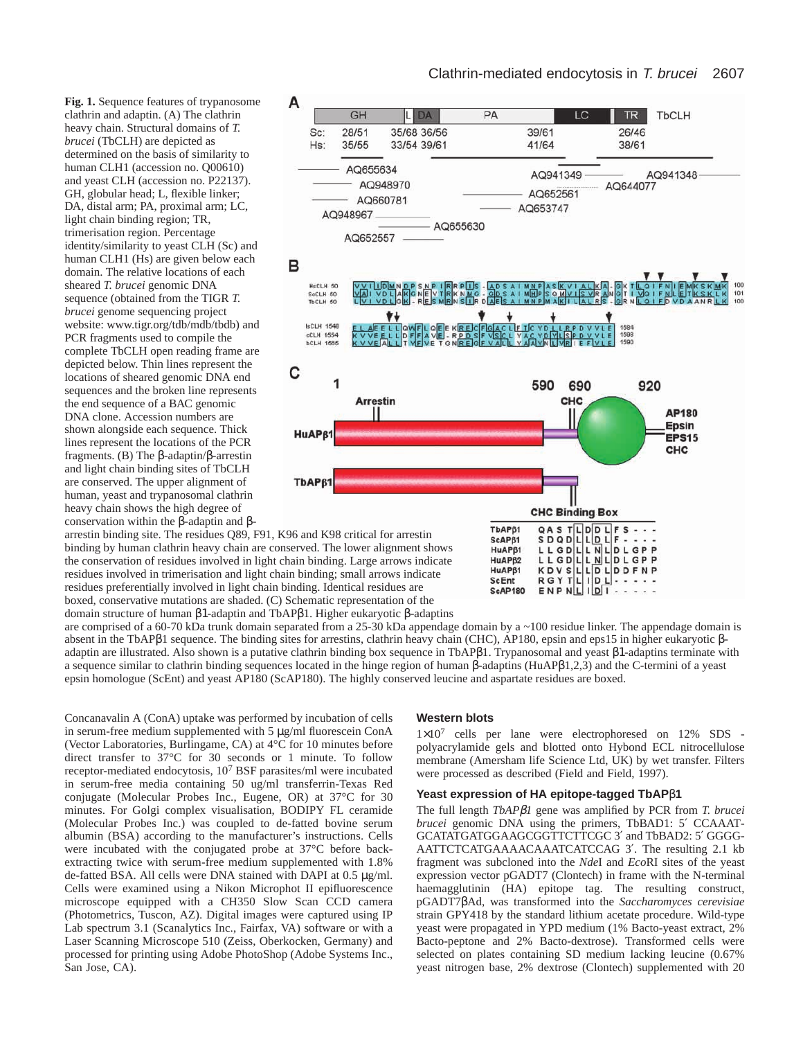**Fig. 1.** Sequence features of trypanosome clathrin and adaptin. (A) The clathrin heavy chain. Structural domains of *T. brucei* (TbCLH) are depicted as determined on the basis of similarity to human CLH1 (accession no. Q00610) and yeast CLH (accession no. P22137). GH, globular head; L, flexible linker; DA, distal arm; PA, proximal arm; LC, light chain binding region; TR, trimerisation region. Percentage identity/similarity to yeast CLH (Sc) and human CLH1 (Hs) are given below each domain. The relative locations of each sheared *T. brucei* genomic DNA sequence (obtained from the TIGR *T. brucei* genome sequencing project website: www.tigr.org/tdb/mdb/tbdb) and PCR fragments used to compile the complete TbCLH open reading frame are depicted below. Thin lines represent the locations of sheared genomic DNA end sequences and the broken line represents the end sequence of a BAC genomic DNA clone. Accession numbers are shown alongside each sequence. Thick lines represent the locations of the PCR fragments. (B) The β-adaptin/β-arrestin and light chain binding sites of TbCLH are conserved. The upper alignment of human, yeast and trypanosomal clathrin heavy chain shows the high degree of conservation within the β-adaptin and β-arrestin binding site. The residues Q89, F91, K96 and K98 critical for arrestin binding by human clathrin heavy chain are conserved. The lower alignment shows the conservation of residues involved in light chain binding. Large arrows indicate residues involved in trimerisation and light chain binding; small arrows indicate residues preferentially involved in light chain binding. Identical residues are boxed, conservative mutations are shaded. (C) Schematic representation of the domain structure of human β1-adaptin and TbAPβ1. Higher eukaryotic β-adaptins are comprised of a 60-70 kDa trunk domain separated from a 25-30 kDa appendage domain by a ~100 residue linker. The appendage domain is absent in the TbAPβ1 sequence. The binding sites for arrestins, clathrin heavy chain (CHC), AP180, epsin and eps15 in higher eukaryotic β-adaptin are illustrated. Also shown is a putative clathrin binding box sequence in TbAPβ1. Trypanosomal and yeast β1-adaptins terminate with a sequence similar to clathrin binding sequences located in the hinge region of human β-adaptins (HuAPβ1,2,3) and the C-termini of a yeast epsin homologue (ScEnt) and yeast AP180 (ScAP180). The highly conserved leucine and aspartate residues are boxed.

Concanavalin A (ConA) uptake was performed by incubation of cells in serum-free medium supplemented with 5 μg/ml fluorescein ConA (Vector Laboratories, Burlingame, CA) at 4°C for 10 minutes before direct transfer to 37°C for 30 seconds or 1 minute. To follow receptor-mediated endocytosis, $10^7$ BSF parasites/ml were incubated in serum-free media containing 50 ug/ml transferrin-Texas Red conjugate (Molecular Probes Inc., Eugene, OR) at 37°C for 30 minutes. For Golgi complex visualisation, BODIPY FL ceramide (Molecular Probes Inc.) was coupled to de-fatted bovine serum albumin (BSA) according to the manufacturer's instructions. Cells were incubated with the conjugated probe at 37°C before back-extracting twice with serum-free medium supplemented with 1.8% de-fatted BSA. All cells were DNA stained with DAPI at 0.5 μg/ml. Cells were examined using a Nikon Microphot II epifluorescence microscope equipped with a CH350 Slow Scan CCD camera (Photometrics, Tuscon, AZ). Digital images were captured using IP Lab spectrum 3.1 (Scanalytics Inc., Fairfax, VA) software or with a Laser Scanning Microscope 510 (Zeiss, Oberkocken, Germany) and processed for printing using Adobe PhotoShop (Adobe Systems Inc., San Jose, CA).

### Western blots

$1\times10^7$ cells per lane were electrophoresed on 12% SDS - polyacrylamide gels and blotted onto Hybond ECL nitrocellulose membrane (Amersham life Science Ltd, UK) by wet transfer. Filters were processed as described (Field and Field, 1997).

### Yeast expression of HA epitope-tagged TbAPβ1

The full length *TbAPβ1* gene was amplified by PCR from *T. brucei* genomic DNA using the primers, TbBAD1: 5′ CCAAAT-GCATATGATGGAAGCGGTTCTTCGC 3′ and TbBAD2: 5′ GGGG-AATTCTCATGAAAACAAATCATCCAG 3′. The resulting 2.1 kb fragment was subcloned into the *Nde*I and *Eco*RI sites of the yeast expression vector pGADT7 (Clontech) in frame with the N-terminal haemagglutinin (HA) epitope tag. The resulting construct, pGADT7βAd, was transformed into the *Saccharomyces cerevisiae* strain GPY418 by the standard lithium acetate procedure. Wild-type yeast were propagated in YPD medium (1% Bacto-yeast extract, 2% Bacto-peptone and 2% Bacto-dextrose). Transformed cells were selected on plates containing SD medium lacking leucine (0.67% yeast nitrogen base, 2% dextrose (Clontech) supplemented with 20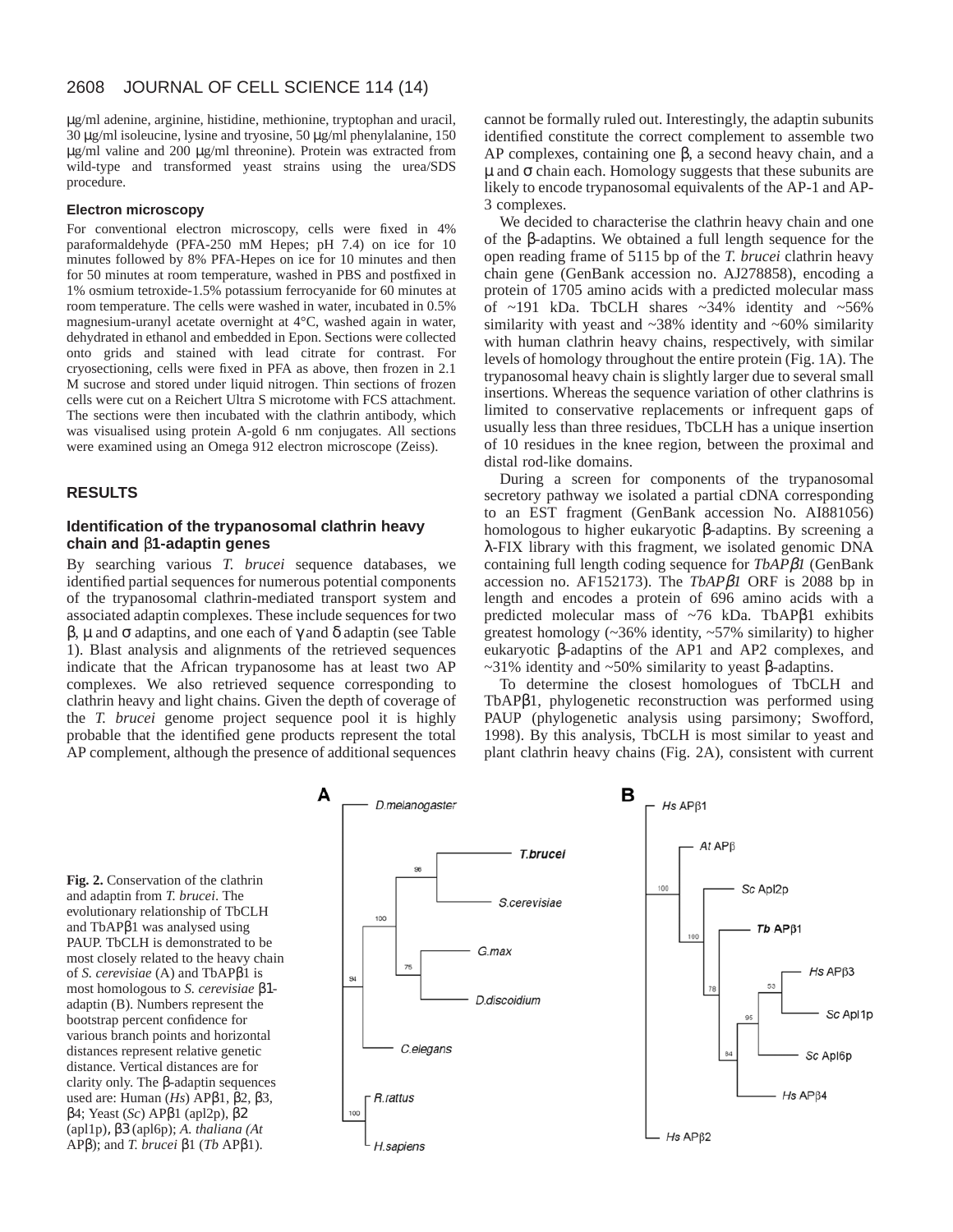μg/ml adenine, arginine, histidine, methionine, tryptophan and uracil, 30 μg/ml isoleucine, lysine and tyrosine, 50 μg/ml phenylalanine, 150 μg/ml valine and 200 μg/ml threonine). Protein was extracted from wild-type and transformed yeast strains using the urea/SDS procedure.

### Electron microscopy

For conventional electron microscopy, cells were fixed in 4% paraformaldehyde (PFA-250 mM Hepes; pH 7.4) on ice for 10 minutes followed by 8% PFA-Hepes on ice for 10 minutes and then for 50 minutes at room temperature, washed in PBS and postfixed in 1% osmium tetroxide-1.5% potassium ferrocyanide for 60 minutes at room temperature. The cells were washed in water, incubated in 0.5% magnesium-uranyl acetate overnight at 4°C, washed again in water, dehydrated in ethanol and embedded in Epon. Sections were collected onto grids and stained with lead citrate for contrast. For cryosectioning, cells were fixed in PFA as above, then frozen in 2.1 M sucrose and stored under liquid nitrogen. Thin sections of frozen cells were cut on a Reichert Ultra S microtome with FCS attachment. The sections were then incubated with the clathrin antibody, which was visualised using protein A-gold 6 nm conjugates. All sections were examined using an Omega 912 electron microscope (Zeiss).

## RESULTS

### Identification of the trypanosomal clathrin heavy chain and β1-adaptin genes

By searching various *T. brucei* sequence databases, we identified partial sequences for numerous potential components of the trypanosomal clathrin-mediated transport system and associated adaptin complexes. These include sequences for two β, μ and σ adaptins, and one each of γ and δ adaptin (see Table 1). Blast analysis and alignments of the retrieved sequences indicate that the African trypanosome has at least two AP complexes. We also retrieved sequence corresponding to clathrin heavy and light chains. Given the depth of coverage of the *T. brucei* genome project sequence pool it is highly probable that the identified gene products represent the total AP complement, although the presence of additional sequences cannot be formally ruled out. Interestingly, the adaptin subunits identified constitute the correct complement to assemble two AP complexes, containing one β, a second heavy chain, and a μ and σ chain each. Homology suggests that these subunits are likely to encode trypanosomal equivalents of the AP-1 and AP-3 complexes.

We decided to characterise the clathrin heavy chain and one of the β-adaptins. We obtained a full length sequence for the open reading frame of 5115 bp of the *T. brucei* clathrin heavy chain gene (GenBank accession no. AJ278858), encoding a protein of 1705 amino acids with a predicted molecular mass of ~191 kDa. TbCLH shares ~34% identity and ~56% similarity with yeast and ~38% identity and ~60% similarity with human clathrin heavy chains, respectively, with similar levels of homology throughout the entire protein (Fig. 1A). The trypanosomal heavy chain is slightly larger due to several small insertions. Whereas the sequence variation of other clathrins is limited to conservative replacements or infrequent gaps of usually less than three residues, TbCLH has a unique insertion of 10 residues in the knee region, between the proximal and distal rod-like domains.

During a screen for components of the trypanosomal secretory pathway we isolated a partial cDNA corresponding to an EST fragment (GenBank accession No. AI881056) homologous to higher eukaryotic β-adaptins. By screening a λ-FIX library with this fragment, we isolated genomic DNA containing full length coding sequence for *TbAPβ1* (GenBank accession no. AF152173). The *TbAPβ1* ORF is 2088 bp in length and encodes a protein of 696 amino acids with a predicted molecular mass of ~76 kDa. TbAPβ1 exhibits greatest homology (~36% identity, ~57% similarity) to higher eukaryotic β-adaptins of the AP1 and AP2 complexes, and ~31% identity and ~50% similarity to yeast β-adaptins.

To determine the closest homologues of TbCLH and TbAPβ1, phylogenetic reconstruction was performed using PAUP (phylogenetic analysis using parsimony; Swofford, 1998). By this analysis, TbCLH is most similar to yeast and plant clathrin heavy chains (Fig. 2A), consistent with current

**Fig. 2.** Conservation of the clathrin and adaptin from *T. brucei*. The evolutionary relationship of TbCLH and TbAPβ1 was analysed using PAUP. TbCLH is demonstrated to be most closely related to the heavy chain of *S. cerevisiae* (A) and TbAPβ1 is most homologous to *S. cerevisiae* β1-adaptin (B). Numbers represent the bootstrap percent confidence for various branch points and horizontal distances represent relative genetic distance. Vertical distances are for clarity only. The β-adaptin sequences used are: Human (*Hs*) APβ1, β2, β3, β4; Yeast (*Sc*) APβ1 (apl2p), β2 (apl1p), β3 (apl6p); *A. thaliana (At* APβ); and *T. brucei* β1 (*Tb* APβ1).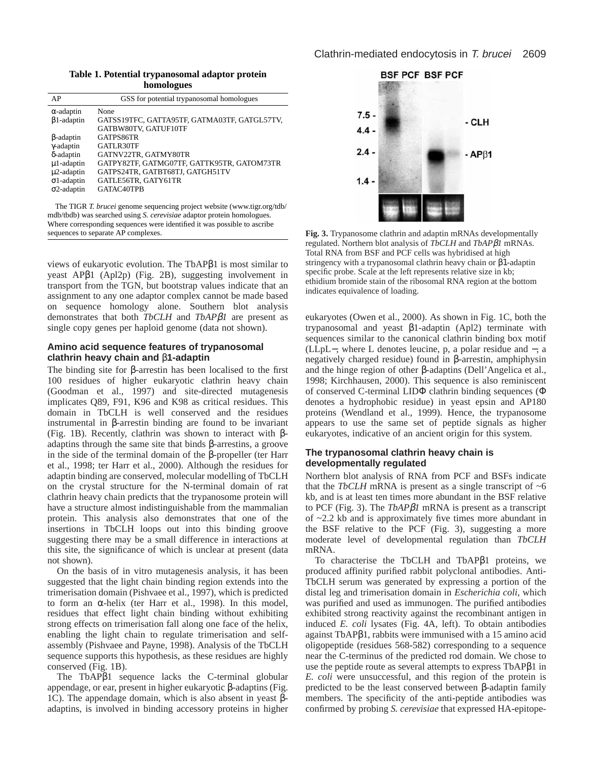**Table 1. Potential trypanosomal adaptor protein homologues**

| AP | GSS for potential trypanosomal homologues |
|---|---|
| α-adaptin | None |
| β1-adaptin | GATSS19TFC, GATTA95TF, GATMA03TF, GATGL57TV, GATBW80TV, GATUF10TF |
| β-adaptin | GATPS86TR |
| γ-adaptin | GATLR30TF |
| δ-adaptin | GATNV22TR, GATMY80TR |
| μ1-adaptin | GATPY82TF, GATMG07TF, GATTK95TR, GATOM73TR |
| μ2-adaptin | GATPS24TR, GATBT68TJ, GATGH51TV |
| σ1-adaptin | GATLE56TR, GATY61TR |
| σ2-adaptin | GATAC40TPB |

The TIGR *T. brucei* genome sequencing project website (www.tigr.org/tdb/mdb/tbdb) was searched using *S. cerevisiae* adaptor protein homologues. Where corresponding sequences were identified it was possible to ascribe sequences to separate AP complexes.

views of eukaryotic evolution. The TbAPβ1 is most similar to yeast APβ1 (Apl2p) (Fig. 2B), suggesting involvement in transport from the TGN, but bootstrap values indicate that an assignment to any one adaptor complex cannot be made based on sequence homology alone. Southern blot analysis demonstrates that both *TbCLH* and *TbAPβ1* are present as single copy genes per haploid genome (data not shown).

### Amino acid sequence features of trypanosomal clathrin heavy chain and β1-adaptin

The binding site for β-arrestin has been localised to the first 100 residues of higher eukaryotic clathrin heavy chain (Goodman et al., 1997) and site-directed mutagenesis implicates Q89, F91, K96 and K98 as critical residues. This domain in TbCLH is well conserved and the residues instrumental in β-arrestin binding are found to be invariant (Fig. 1B). Recently, clathrin was shown to interact with β-adaptins through the same site that binds β-arrestins, a groove in the side of the terminal domain of the β-propeller (ter Harr et al., 1998; ter Harr et al., 2000). Although the residues for adaptin binding are conserved, molecular modelling of TbCLH on the crystal structure for the N-terminal domain of rat clathrin heavy chain predicts that the trypanosome protein will have a structure almost indistinguishable from the mammalian protein. This analysis also demonstrates that one of the insertions in TbCLH loops out into this binding groove suggesting there may be a small difference in interactions at this site, the significance of which is unclear at present (data not shown).

On the basis of in vitro mutagenesis analysis, it has been suggested that the light chain binding region extends into the trimerisation domain (Pishvaee et al., 1997), which is predicted to form an α-helix (ter Harr et al., 1998). In this model, residues that effect light chain binding without exhibiting strong effects on trimerisation fall along one face of the helix, enabling the light chain to regulate trimerisation and self-assembly (Pishvaee and Payne, 1998). Analysis of the TbCLH sequence supports this hypothesis, as these residues are highly conserved (Fig. 1B).

The TbAPβ1 sequence lacks the C-terminal globular appendage, or ear, present in higher eukaryotic β-adaptins (Fig. 1C). The appendage domain, which is also absent in yeast β-adaptins, is involved in binding accessory proteins in higher eukaryotes (Owen et al., 2000). As shown in Fig. 1C, both the trypanosomal and yeast β1-adaptin (Apl2) terminate with sequences similar to the canonical clathrin binding box motif (LLpL−, where L denotes leucine, p, a polar residue and −, a negatively charged residue) found in β-arrestin, amphiphysin and the hinge region of other β-adaptins (Dell'Angelica et al., 1998; Kirchhausen, 2000). This sequence is also reminiscent of conserved C-terminal LIDΦ clathrin binding sequences (Φ denotes a hydrophobic residue) in yeast epsin and AP180 proteins (Wendland et al., 1999). Hence, the trypanosome appears to use the same set of peptide signals as higher eukaryotes, indicative of an ancient origin for this system.

**Fig. 3.** Trypanosome clathrin and adaptin mRNAs developmentally regulated. Northern blot analysis of *TbCLH* and *TbAPβ1* mRNAs. Total RNA from BSF and PCF cells was hybridised at high stringency with a trypanosomal clathrin heavy chain or β1-adaptin specific probe. Scale at the left represents relative size in kb; ethidium bromide stain of the ribosomal RNA region at the bottom indicates equivalence of loading.

### The trypanosomal clathrin heavy chain is developmentally regulated

Northern blot analysis of RNA from PCF and BSFs indicate that the *TbCLH* mRNA is present as a single transcript of ~6 kb, and is at least ten times more abundant in the BSF relative to PCF (Fig. 3). The *TbAPβ1* mRNA is present as a transcript of ~2.2 kb and is approximately five times more abundant in the BSF relative to the PCF (Fig. 3), suggesting a more moderate level of developmental regulation than *TbCLH* mRNA.

To characterise the TbCLH and TbAPβ1 proteins, we produced affinity purified rabbit polyclonal antibodies. Anti-TbCLH serum was generated by expressing a portion of the distal leg and trimerisation domain in *Escherichia coli*, which was purified and used as immunogen. The purified antibodies exhibited strong reactivity against the recombinant antigen in induced *E. coli* lysates (Fig. 4A, left). To obtain antibodies against TbAPβ1, rabbits were immunised with a 15 amino acid oligopeptide (residues 568-582) corresponding to a sequence near the C-terminus of the predicted rod domain. We chose to use the peptide route as several attempts to express TbAPβ1 in *E. coli* were unsuccessful, and this region of the protein is predicted to be the least conserved between β-adaptin family members. The specificity of the anti-peptide antibodies was confirmed by probing *S. cerevisiae* that expressed HA-epitope-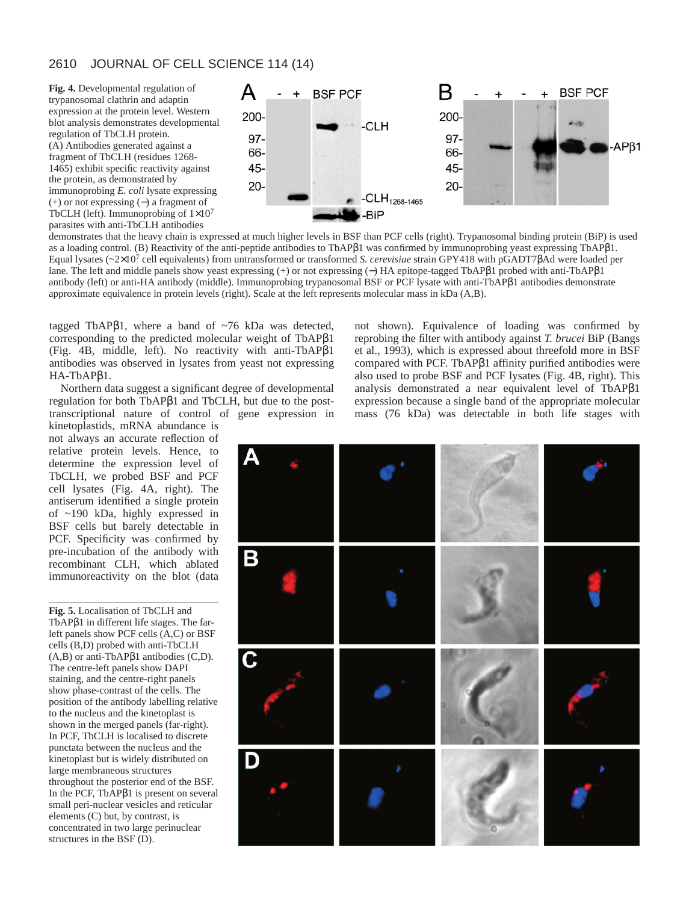**Fig. 4.** Developmental regulation of trypanosomal clathrin and adaptin expression at the protein level. Western blot analysis demonstrates developmental regulation of TbCLH protein. (A) Antibodies generated against a fragment of TbCLH (residues 1268-1465) exhibit specific reactivity against the protein, as demonstrated by immunoprobing *E. coli* lysate expressing (+) or not expressing (−) a fragment of TbCLH (left). Immunoprobing of $1\times10^7$ parasites with anti-TbCLH antibodies demonstrates that the heavy chain is expressed at much higher levels in BSF than PCF cells (right). Trypanosomal binding protein (BiP) is used as a loading control. (B) Reactivity of the anti-peptide antibodies to TbAPβ1 was confirmed by immunoprobing yeast expressing TbAPβ1. Equal lysates (~$2\times10^7$ cell equivalents) from untransformed or transformed *S. cerevisiae* strain GPY418 with pGADT7βAd were loaded per lane. The left and middle panels show yeast expressing (+) or not expressing (−) HA epitope-tagged TbAPβ1 probed with anti-TbAPβ1 antibody (left) or anti-HA antibody (middle). Immunoprobing trypanosomal BSF or PCF lysate with anti-TbAPβ1 antibodies demonstrate approximate equivalence in protein levels (right). Scale at the left represents molecular mass in kDa (A,B).

tagged TbAPβ1, where a band of ~76 kDa was detected, corresponding to the predicted molecular weight of TbAPβ1 (Fig. 4B, middle, left). No reactivity with anti-TbAPβ1 antibodies was observed in lysates from yeast not expressing HA-TbAPβ1.

Northern data suggest a significant degree of developmental regulation for both TbAPβ1 and TbCLH, but due to the post-transcriptional nature of control of gene expression in kinetoplastids, mRNA abundance is not always an accurate reflection of relative protein levels. Hence, to determine the expression level of TbCLH, we probed BSF and PCF cell lysates (Fig. 4A, right). The antiserum identified a single protein of ~190 kDa, highly expressed in BSF cells but barely detectable in PCF. Specificity was confirmed by pre-incubation of the antibody with recombinant CLH, which ablated immunoreactivity on the blot (data not shown). Equivalence of loading was confirmed by reprobing the filter with antibody against *T. brucei* BiP (Bangs et al., 1993), which is expressed about threefold more in BSF compared with PCF. TbAPβ1 affinity purified antibodies were also used to probe BSF and PCF lysates (Fig. 4B, right). This analysis demonstrated a near equivalent level of TbAPβ1 expression because a single band of the appropriate molecular mass (76 kDa) was detectable in both life stages with

**Fig. 5.** Localisation of TbCLH and TbAPβ1 in different life stages. The far-left panels show PCF cells (A,C) or BSF cells (B,D) probed with anti-TbCLH (A,B) or anti-TbAPβ1 antibodies (C,D). The centre-left panels show DAPI staining, and the centre-right panels show phase-contrast of the cells. The position of the antibody labelling relative to the nucleus and the kinetoplast is shown in the merged panels (far-right). In PCF, TbCLH is localised to discrete punctata between the nucleus and the kinetoplast but is widely distributed on large membraneous structures throughout the posterior end of the BSF. In the PCF, TbAPβ1 is present on several small peri-nuclear vesicles and reticular elements (C) but, by contrast, is concentrated in two large perinuclear structures in the BSF (D).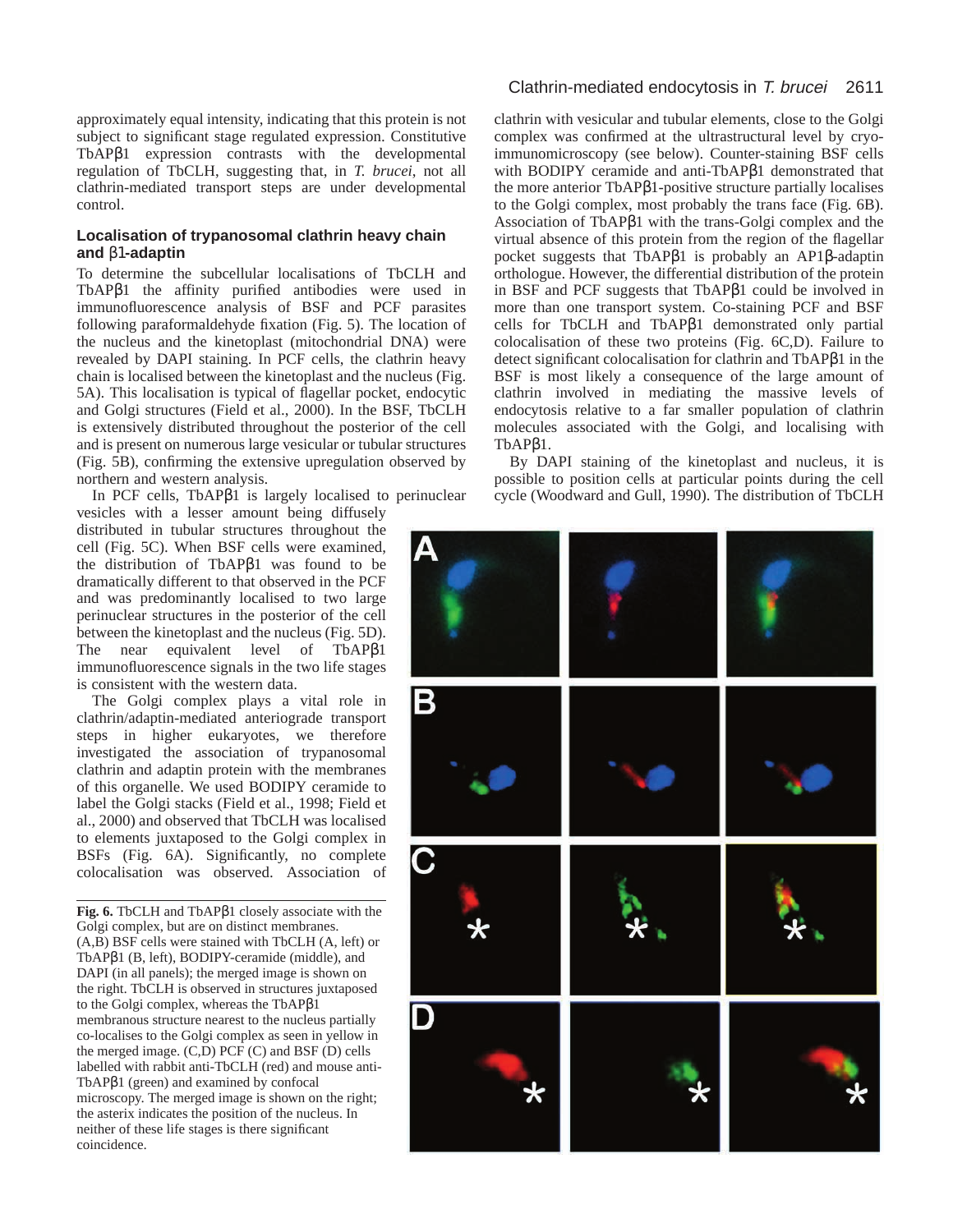approximately equal intensity, indicating that this protein is not subject to significant stage regulated expression. Constitutive TbAPβ1 expression contrasts with the developmental regulation of TbCLH, suggesting that, in *T. brucei*, not all clathrin-mediated transport steps are under developmental control.

### Localisation of trypanosomal clathrin heavy chain and β1-adaptin

To determine the subcellular localisations of TbCLH and TbAPβ1 the affinity purified antibodies were used in immunofluorescence analysis of BSF and PCF parasites following paraformaldehyde fixation (Fig. 5). The location of the nucleus and the kinetoplast (mitochondrial DNA) were revealed by DAPI staining. In PCF cells, the clathrin heavy chain is localised between the kinetoplast and the nucleus (Fig. 5A). This localisation is typical of flagellar pocket, endocytic and Golgi structures (Field et al., 2000). In the BSF, TbCLH is extensively distributed throughout the posterior of the cell and is present on numerous large vesicular or tubular structures (Fig. 5B), confirming the extensive upregulation observed by northern and western analysis.

In PCF cells, TbAPβ1 is largely localised to perinuclear vesicles with a lesser amount being diffusely distributed in tubular structures throughout the cell (Fig. 5C). When BSF cells were examined, the distribution of TbAPβ1 was found to be dramatically different to that observed in the PCF and was predominantly localised to two large perinuclear structures in the posterior of the cell between the kinetoplast and the nucleus (Fig. 5D). The near equivalent level of TbAPβ1 immunofluorescence signals in the two life stages is consistent with the western data.

The Golgi complex plays a vital role in clathrin/adaptin-mediated anteriograde transport steps in higher eukaryotes, we therefore investigated the association of trypanosomal clathrin and adaptin protein with the membranes of this organelle. We used BODIPY ceramide to label the Golgi stacks (Field et al., 1998; Field et al., 2000) and observed that TbCLH was localised to elements juxtaposed to the Golgi complex in BSFs (Fig. 6A). Significantly, no complete colocalisation was observed. Association of clathrin with vesicular and tubular elements, close to the Golgi complex was confirmed at the ultrastructural level by cryo-immunomicroscopy (see below). Counter-staining BSF cells with BODIPY ceramide and anti-TbAPβ1 demonstrated that the more anterior TbAPβ1-positive structure partially localises to the Golgi complex, most probably the trans face (Fig. 6B). Association of TbAPβ1 with the trans-Golgi complex and the virtual absence of this protein from the region of the flagellar pocket suggests that TbAPβ1 is probably an AP1β-adaptin orthologue. However, the differential distribution of the protein in BSF and PCF suggests that TbAPβ1 could be involved in more than one transport system. Co-staining PCF and BSF cells for TbCLH and TbAPβ1 demonstrated only partial colocalisation of these two proteins (Fig. 6C,D). Failure to detect significant colocalisation for clathrin and TbAPβ1 in the BSF is most likely a consequence of the large amount of clathrin involved in mediating the massive levels of endocytosis relative to a far smaller population of clathrin molecules associated with the Golgi, and localising with TbAPβ1.

By DAPI staining of the kinetoplast and nucleus, it is possible to position cells at particular points during the cell cycle (Woodward and Gull, 1990). The distribution of TbCLH

**Fig. 6.** TbCLH and TbAPβ1 closely associate with the Golgi complex, but are on distinct membranes. (A,B) BSF cells were stained with TbCLH (A, left) or TbAPβ1 (B, left), BODIPY-ceramide (middle), and DAPI (in all panels); the merged image is shown on the right. TbCLH is observed in structures juxtaposed to the Golgi complex, whereas the TbAPβ1 membranous structure nearest to the nucleus partially co-localises to the Golgi complex as seen in yellow in the merged image. (C,D) PCF (C) and BSF (D) cells labelled with rabbit anti-TbCLH (red) and mouse anti-TbAPβ1 (green) and examined by confocal microscopy. The merged image is shown on the right; the asterix indicates the position of the nucleus. In neither of these life stages is there significant coincidence.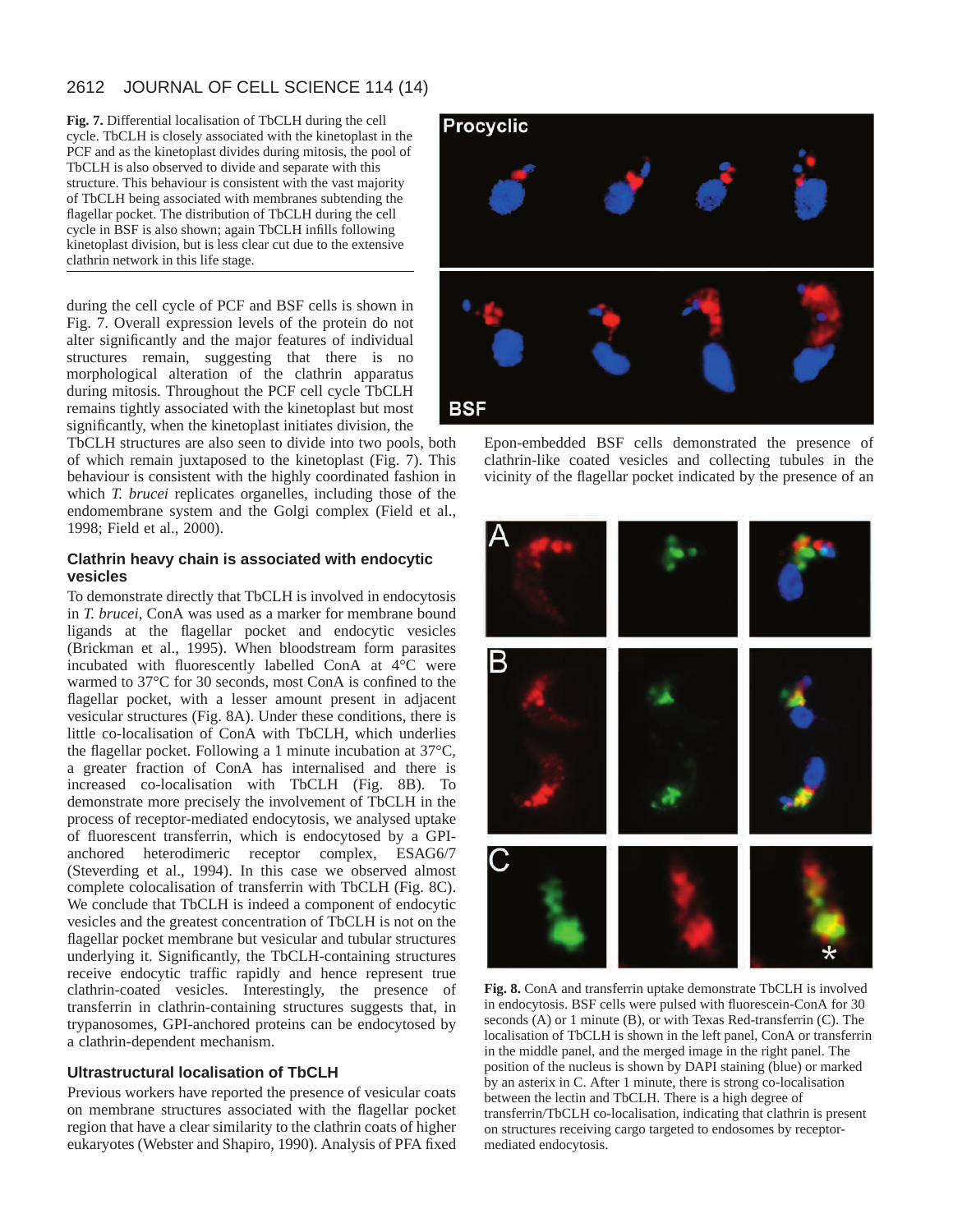**Fig. 7.** Differential localisation of TbCLH during the cell cycle. TbCLH is closely associated with the kinetoplast in the PCF and as the kinetoplast divides during mitosis, the pool of TbCLH is also observed to divide and separate with this structure. This behaviour is consistent with the vast majority of TbCLH being associated with membranes subtending the flagellar pocket. The distribution of TbCLH during the cell cycle in BSF is also shown; again TbCLH infills following kinetoplast division, but is less clear cut due to the extensive clathrin network in this life stage.

during the cell cycle of PCF and BSF cells is shown in Fig. 7. Overall expression levels of the protein do not alter significantly and the major features of individual structures remain, suggesting that there is no morphological alteration of the clathrin apparatus during mitosis. Throughout the PCF cell cycle TbCLH remains tightly associated with the kinetoplast but most significantly, when the kinetoplast initiates division, the TbCLH structures are also seen to divide into two pools, both of which remain juxtaposed to the kinetoplast (Fig. 7). This behaviour is consistent with the highly coordinated fashion in which *T. brucei* replicates organelles, including those of the endomembrane system and the Golgi complex (Field et al., 1998; Field et al., 2000).

### Clathrin heavy chain is associated with endocytic vesicles

To demonstrate directly that TbCLH is involved in endocytosis in *T. brucei*, ConA was used as a marker for membrane bound ligands at the flagellar pocket and endocytic vesicles (Brickman et al., 1995). When bloodstream form parasites incubated with fluorescently labelled ConA at 4°C were warmed to 37°C for 30 seconds, most ConA is confined to the flagellar pocket, with a lesser amount present in adjacent vesicular structures (Fig. 8A). Under these conditions, there is little co-localisation of ConA with TbCLH, which underlies the flagellar pocket. Following a 1 minute incubation at 37°C, a greater fraction of ConA has internalised and there is increased co-localisation with TbCLH (Fig. 8B). To demonstrate more precisely the involvement of TbCLH in the process of receptor-mediated endocytosis, we analysed uptake of fluorescent transferrin, which is endocytosed by a GPI-anchored heterodimeric receptor complex, ESAG6/7 (Steverding et al., 1994). In this case we observed almost complete colocalisation of transferrin with TbCLH (Fig. 8C). We conclude that TbCLH is indeed a component of endocytic vesicles and the greatest concentration of TbCLH is not on the flagellar pocket membrane but vesicular and tubular structures underlying it. Significantly, the TbCLH-containing structures receive endocytic traffic rapidly and hence represent true clathrin-coated vesicles. Interestingly, the presence of transferrin in clathrin-containing structures suggests that, in trypanosomes, GPI-anchored proteins can be endocytosed by a clathrin-dependent mechanism.

### Ultrastructural localisation of TbCLH

Previous workers have reported the presence of vesicular coats on membrane structures associated with the flagellar pocket region that have a clear similarity to the clathrin coats of higher eukaryotes (Webster and Shapiro, 1990). Analysis of PFA fixed Epon-embedded BSF cells demonstrated the presence of clathrin-like coated vesicles and collecting tubules in the vicinity of the flagellar pocket indicated by the presence of an

**Fig. 8.** ConA and transferrin uptake demonstrate TbCLH is involved in endocytosis. BSF cells were pulsed with fluorescein-ConA for 30 seconds (A) or 1 minute (B), or with Texas Red-transferrin (C). The localisation of TbCLH is shown in the left panel, ConA or transferrin in the middle panel, and the merged image in the right panel. The position of the nucleus is shown by DAPI staining (blue) or marked by an asterix in C. After 1 minute, there is strong co-localisation between the lectin and TbCLH. There is a high degree of transferrin/TbCLH co-localisation, indicating that clathrin is present on structures receiving cargo targeted to endosomes by receptor-mediated endocytosis.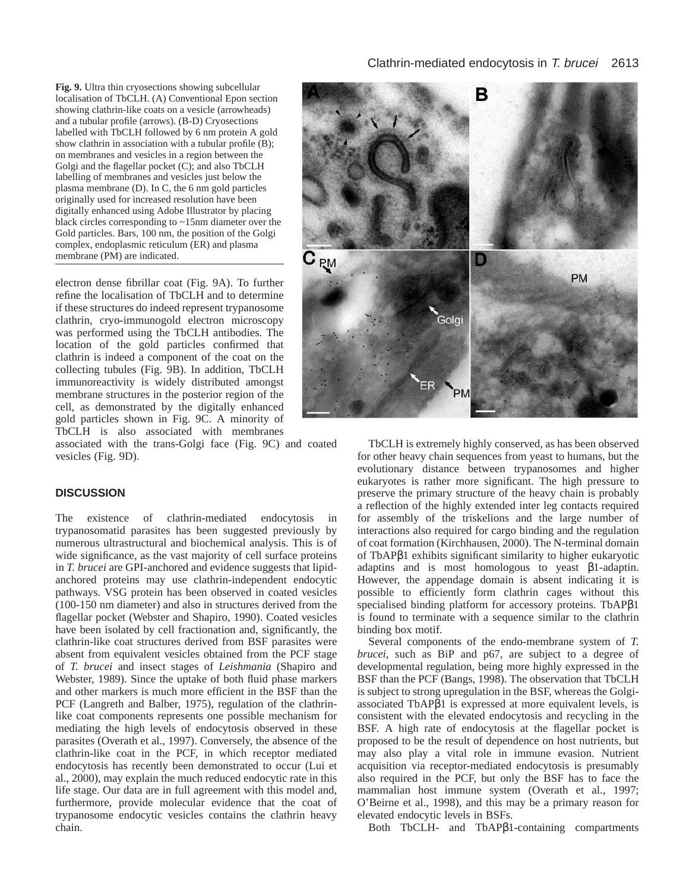**Fig. 9.** Ultra thin cryosections showing subcellular localisation of TbCLH. (A) Conventional Epon section showing clathrin-like coats on a vesicle (arrowheads) and a tubular profile (arrows). (B-D) Cryosections labelled with TbCLH followed by 6 nm protein A gold show clathrin in association with a tubular profile (B); on membranes and vesicles in a region between the Golgi and the flagellar pocket (C); and also TbCLH labelling of membranes and vesicles just below the plasma membrane (D). In C, the 6 nm gold particles originally used for increased resolution have been digitally enhanced using Adobe Illustrator by placing black circles corresponding to ~15nm diameter over the Gold particles. Bars, 100 nm, the position of the Golgi complex, endoplasmic reticulum (ER) and plasma membrane (PM) are indicated.

electron dense fibrillar coat (Fig. 9A). To further refine the localisation of TbCLH and to determine if these structures do indeed represent trypanosome clathrin, cryo-immunogold electron microscopy was performed using the TbCLH antibodies. The location of the gold particles confirmed that clathrin is indeed a component of the coat on the collecting tubules (Fig. 9B). In addition, TbCLH immunoreactivity is widely distributed amongst membrane structures in the posterior region of the cell, as demonstrated by the digitally enhanced gold particles shown in Fig. 9C. A minority of TbCLH is also associated with membranes associated with the trans-Golgi face (Fig. 9C) and coated vesicles (Fig. 9D).

## DISCUSSION

The existence of clathrin-mediated endocytosis in trypanosomatid parasites has been suggested previously by numerous ultrastructural and biochemical analysis. This is of wide significance, as the vast majority of cell surface proteins in *T. brucei* are GPI-anchored and evidence suggests that lipid-anchored proteins may use clathrin-independent endocytic pathways. VSG protein has been observed in coated vesicles (100-150 nm diameter) and also in structures derived from the flagellar pocket (Webster and Shapiro, 1990). Coated vesicles have been isolated by cell fractionation and, significantly, the clathrin-like coat structures derived from BSF parasites were absent from equivalent vesicles obtained from the PCF stage of *T. brucei* and insect stages of *Leishmania* (Shapiro and Webster, 1989). Since the uptake of both fluid phase markers and other markers is much more efficient in the BSF than the PCF (Langreth and Balber, 1975), regulation of the clathrin-like coat components represents one possible mechanism for mediating the high levels of endocytosis observed in these parasites (Overath et al., 1997). Conversely, the absence of the clathrin-like coat in the PCF, in which receptor mediated endocytosis has recently been demonstrated to occur (Lui et al., 2000), may explain the much reduced endocytic rate in this life stage. Our data are in full agreement with this model and, furthermore, provide molecular evidence that the coat of trypanosome endocytic vesicles contains the clathrin heavy chain.

TbCLH is extremely highly conserved, as has been observed for other heavy chain sequences from yeast to humans, but the evolutionary distance between trypanosomes and higher eukaryotes is rather more significant. The high pressure to preserve the primary structure of the heavy chain is probably a reflection of the highly extended inter leg contacts required for assembly of the triskelions and the large number of interactions also required for cargo binding and the regulation of coat formation (Kirchhausen, 2000). The N-terminal domain of TbAPβ1 exhibits significant similarity to higher eukaryotic adaptins and is most homologous to yeast β1-adaptin. However, the appendage domain is absent indicating it is possible to efficiently form clathrin cages without this specialised binding platform for accessory proteins. TbAPβ1 is found to terminate with a sequence similar to the clathrin binding box motif.

Several components of the endo-membrane system of *T. brucei*, such as BiP and p67, are subject to a degree of developmental regulation, being more highly expressed in the BSF than the PCF (Bangs, 1998). The observation that TbCLH is subject to strong upregulation in the BSF, whereas the Golgi-associated TbAPβ1 is expressed at more equivalent levels, is consistent with the elevated endocytosis and recycling in the BSF. A high rate of endocytosis at the flagellar pocket is proposed to be the result of dependence on host nutrients, but may also play a vital role in immune evasion. Nutrient acquisition via receptor-mediated endocytosis is presumably also required in the PCF, but only the BSF has to face the mammalian host immune system (Overath et al., 1997; O'Beirne et al., 1998), and this may be a primary reason for elevated endocytic levels in BSFs.

Both TbCLH- and TbAPβ1-containing compartments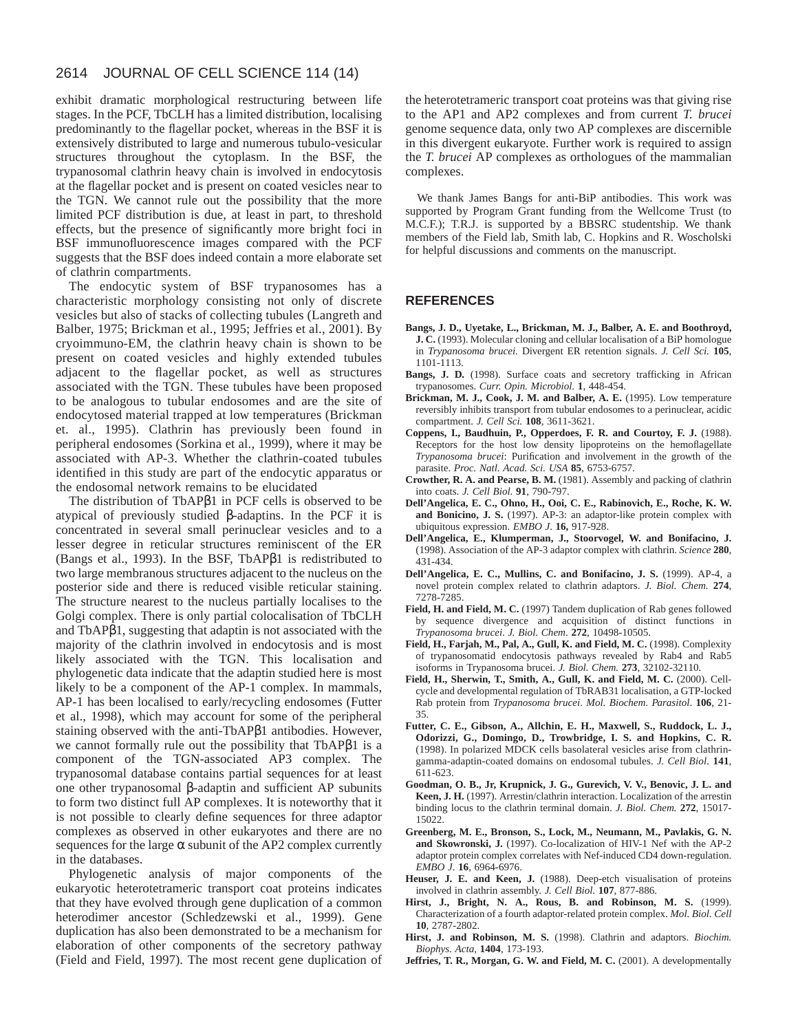exhibit dramatic morphological restructuring between life stages. In the PCF, TbCLH has a limited distribution, localising predominantly to the flagellar pocket, whereas in the BSF it is extensively distributed to large and numerous tubulo-vesicular structures throughout the cytoplasm. In the BSF, the trypanosomal clathrin heavy chain is involved in endocytosis at the flagellar pocket and is present on coated vesicles near to the TGN. We cannot rule out the possibility that the more limited PCF distribution is due, at least in part, to threshold effects, but the presence of significantly more bright foci in BSF immunofluorescence images compared with the PCF suggests that the BSF does indeed contain a more elaborate set of clathrin compartments.

The endocytic system of BSF trypanosomes has a characteristic morphology consisting not only of discrete vesicles but also of stacks of collecting tubules (Langreth and Balber, 1975; Brickman et al., 1995; Jeffries et al., 2001). By cryoimmuno-EM, the clathrin heavy chain is shown to be present on coated vesicles and highly extended tubules adjacent to the flagellar pocket, as well as structures associated with the TGN. These tubules have been proposed to be analogous to tubular endosomes and are the site of endocytosed material trapped at low temperatures (Brickman et. al., 1995). Clathrin has previously been found in peripheral endosomes (Sorkina et al., 1999), where it may be associated with AP-3. Whether the clathrin-coated tubules identified in this study are part of the endocytic apparatus or the endosomal network remains to be elucidated

The distribution of TbAPβ1 in PCF cells is observed to be atypical of previously studied β-adaptins. In the PCF it is concentrated in several small perinuclear vesicles and to a lesser degree in reticular structures reminiscent of the ER (Bangs et al., 1993). In the BSF, TbAPβ1 is redistributed to two large membranous structures adjacent to the nucleus on the posterior side and there is reduced visible reticular staining. The structure nearest to the nucleus partially localises to the Golgi complex. There is only partial colocalisation of TbCLH and TbAPβ1, suggesting that adaptin is not associated with the majority of the clathrin involved in endocytosis and is most likely associated with the TGN. This localisation and phylogenetic data indicate that the adaptin studied here is most likely to be a component of the AP-1 complex. In mammals, AP-1 has been localised to early/recycling endosomes (Futter et al., 1998), which may account for some of the peripheral staining observed with the anti-TbAPβ1 antibodies. However, we cannot formally rule out the possibility that TbAPβ1 is a component of the TGN-associated AP3 complex. The trypanosomal database contains partial sequences for at least one other trypanosomal β-adaptin and sufficient AP subunits to form two distinct full AP complexes. It is noteworthy that it is not possible to clearly define sequences for three adaptor complexes as observed in other eukaryotes and there are no sequences for the large α subunit of the AP2 complex currently in the databases.

Phylogenetic analysis of major components of the eukaryotic heterotetrameric transport coat proteins indicates that they have evolved through gene duplication of a common heterodimer ancestor (Schledzewski et al., 1999). Gene duplication has also been demonstrated to be a mechanism for elaboration of other components of the secretory pathway (Field and Field, 1997). The most recent gene duplication of the heterotetrameric transport coat proteins was that giving rise to the AP1 and AP2 complexes and from current *T. brucei* genome sequence data, only two AP complexes are discernible in this divergent eukaryote. Further work is required to assign the *T. brucei* AP complexes as orthologues of the mammalian complexes.

We thank James Bangs for anti-BiP antibodies. This work was supported by Program Grant funding from the Wellcome Trust (to M.C.F.); T.R.J. is supported by a BBSRC studentship. We thank members of the Field lab, Smith lab, C. Hopkins and R. Woscholski for helpful discussions and comments on the manuscript.

## REFERENCES

**Bangs, J. D., Uyetake, L., Brickman, M. J., Balber, A. E. and Boothroyd, J. C.** (1993). Molecular cloning and cellular localisation of a BiP homologue in *Trypanosoma brucei*. Divergent ER retention signals. *J. Cell Sci.* **105**, 1101-1113.

**Bangs, J. D.** (1998). Surface coats and secretory trafficking in African trypanosomes. *Curr. Opin. Microbiol.* **1**, 448-454.

**Brickman, M. J., Cook, J. M. and Balber, A. E.** (1995). Low temperature reversibly inhibits transport from tubular endosomes to a perinuclear, acidic compartment. *J. Cell Sci.* **108**, 3611-3621.

**Coppens, I., Baudhuin, P., Opperdoes, F. R. and Courtoy, F. J.** (1988). Receptors for the host low density lipoproteins on the hemoflagellate *Trypanosoma brucei*: Purification and involvement in the growth of the parasite. *Proc. Natl. Acad. Sci. USA* **85**, 6753-6757.

**Crowther, R. A. and Pearse, B. M.** (1981). Assembly and packing of clathrin into coats. *J. Cell Biol.* **91**, 790-797.

**Dell'Angelica, E. C., Ohno, H., Ooi, C. E., Rabinovich, E., Roche, K. W. and Bonicino, J. S.** (1997). AP-3: an adaptor-like protein complex with ubiquitous expression. *EMBO J.* **16,** 917-928.

**Dell'Angelica, E., Klumperman, J., Stoorvogel, W. and Bonifacino, J.** (1998). Association of the AP-3 adaptor complex with clathrin. *Science* **280**, 431-434.

**Dell'Angelica, E. C., Mullins, C. and Bonifacino, J. S.** (1999). AP-4, a novel protein complex related to clathrin adaptors. *J. Biol. Chem.* **274**, 7278-7285.

**Field, H. and Field, M. C.** (1997) Tandem duplication of Rab genes followed by sequence divergence and acquisition of distinct functions in *Trypanosoma brucei. J. Biol. Chem*. **272**, 10498-10505.

**Field, H., Farjah, M., Pal, A., Gull, K. and Field, M. C.** (1998). Complexity of trypanosomatid endocytosis pathways revealed by Rab4 and Rab5 isoforms in Trypanosoma brucei. *J. Biol. Chem.* **273**, 32102-32110.

**Field, H., Sherwin, T., Smith, A., Gull, K. and Field, M. C.** (2000). Cell-cycle and developmental regulation of TbRAB31 localisation, a GTP-locked Rab protein from *Trypanosoma brucei*. *Mol. Biochem. Parasitol*. **106**, 21-35.

**Futter, C. E., Gibson, A., Allchin, E. H., Maxwell, S., Ruddock, L. J., Odorizzi, G., Domingo, D., Trowbridge, I. S. and Hopkins, C. R.** (1998). In polarized MDCK cells basolateral vesicles arise from clathrin-gamma-adaptin-coated domains on endosomal tubules. *J. Cell Biol.* **141**, 611-623.

**Goodman, O. B., Jr, Krupnick, J. G., Gurevich, V. V., Benovic, J. L. and Keen, J. H.** (1997). Arrestin/clathrin interaction. Localization of the arrestin binding locus to the clathrin terminal domain. *J. Biol. Chem.* **272**, 15017-15022.

**Greenberg, M. E., Bronson, S., Lock, M., Neumann, M., Pavlakis, G. N. and Skowronski, J.** (1997). Co-localization of HIV-1 Nef with the AP-2 adaptor protein complex correlates with Nef-induced CD4 down-regulation. *EMBO J*. **16**, 6964-6976.

**Heuser, J. E. and Keen, J.** (1988). Deep-etch visualisation of proteins involved in clathrin assembly. *J. Cell Biol.* **107**, 877-886.

**Hirst, J., Bright, N. A., Rous, B. and Robinson, M. S.** (1999). Characterization of a fourth adaptor-related protein complex. *Mol. Biol. Cell* **10**, 2787-2802.

**Hirst, J. and Robinson, M. S.** (1998). Clathrin and adaptors. *Biochim. Biophys. Acta*, **1404**, 173-193.

**Jeffries, T. R., Morgan, G. W. and Field, M. C.** (2001). A developmentally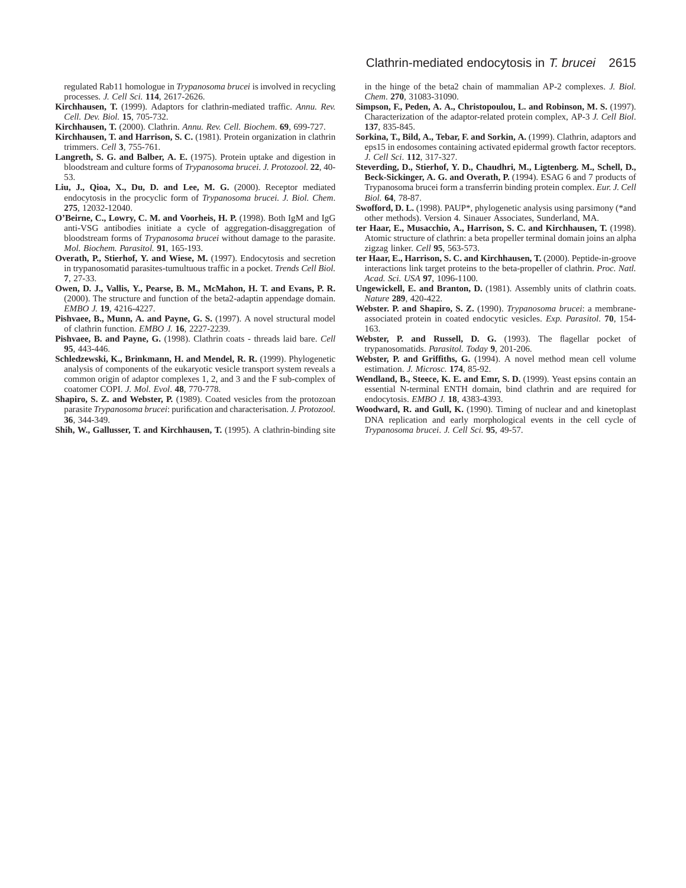regulated Rab11 homologue in *Trypanosoma brucei* is involved in recycling processes. *J. Cell Sci.* **114**, 2617-2626.

**Kirchhausen, T.** (1999). Adaptors for clathrin-mediated traffic. *Annu. Rev. Cell. Dev. Biol.* **15**, 705-732.

**Kirchhausen, T.** (2000). Clathrin. *Annu. Rev. Cell. Biochem*. **69**, 699-727.

**Kirchhausen, T. and Harrison, S. C.** (1981). Protein organization in clathrin trimmers. *Cell* **3**, 755-761.

**Langreth, S. G. and Balber, A. E.** (1975). Protein uptake and digestion in bloodstream and culture forms of *Trypanosoma brucei. J. Protozool*. **22**, 40-53.

**Liu, J., Qioa, X., Du, D. and Lee, M. G.** (2000). Receptor mediated endocytosis in the procyclic form of *Trypanosoma brucei. J. Biol. Chem*. **275**, 12032-12040.

**O'Beirne, C., Lowry, C. M. and Voorheis, H. P.** (1998). Both IgM and IgG anti-VSG antibodies initiate a cycle of aggregation-disaggregation of bloodstream forms of *Trypanosoma brucei* without damage to the parasite. *Mol. Biochem. Parasitol.* **91**, 165-193.

**Overath, P., Stierhof, Y. and Wiese, M.** (1997). Endocytosis and secretion in trypanosomatid parasites-tumultuous traffic in a pocket. *Trends Cell Biol.* **7**, 27-33.

**Owen, D. J., Vallis, Y., Pearse, B. M., McMahon, H. T. and Evans, P. R.** (2000). The structure and function of the beta2-adaptin appendage domain. *EMBO J.* **19**, 4216-4227.

**Pishvaee, B., Munn, A. and Payne, G. S.** (1997). A novel structural model of clathrin function. *EMBO J.* **16**, 2227-2239.

**Pishvaee, B. and Payne, G.** (1998). Clathrin coats - threads laid bare. *Cell* **95**, 443-446.

**Schledzewski, K., Brinkmann, H. and Mendel, R. R.** (1999). Phylogenetic analysis of components of the eukaryotic vesicle transport system reveals a common origin of adaptor complexes 1, 2, and 3 and the F sub-complex of coatomer COPI. *J. Mol. Evol*. **48**, 770-778.

**Shapiro, S. Z. and Webster, P.** (1989). Coated vesicles from the protozoan parasite *Trypanosoma brucei*: purification and characterisation. *J. Protozool.* **36**, 344-349.

**Shih, W., Gallusser, T. and Kirchhausen, T.** (1995). A clathrin-binding site in the hinge of the beta2 chain of mammalian AP-2 complexes. *J. Biol. Chem*. **270**, 31083-31090.

**Simpson, F., Peden, A. A., Christopoulou, L. and Robinson, M. S.** (1997). Characterization of the adaptor-related protein complex, AP-3 *J. Cell Biol*. **137**, 835-845.

**Sorkina, T., Bild, A., Tebar, F. and Sorkin, A.** (1999). Clathrin, adaptors and eps15 in endosomes containing activated epidermal growth factor receptors. *J. Cell Sci*. **112**, 317-327.

**Steverding, D., Stierhof, Y. D., Chaudhri, M., Ligtenberg. M., Schell, D., Beck-Sickinger, A. G. and Overath, P.** (1994). ESAG 6 and 7 products of Trypanosoma brucei form a transferrin binding protein complex. *Eur. J. Cell Biol.* **64**, 78-87.

**Swofford, D. L.** (1998). PAUP*, phylogenetic analysis using parsimony (*and other methods). Version 4. Sinauer Associates, Sunderland, MA.

**ter Haar, E., Musacchio, A., Harrison, S. C. and Kirchhausen, T.** (1998). Atomic structure of clathrin: a beta propeller terminal domain joins an alpha zigzag linker. *Cell* **95**, 563-573.

**ter Haar, E., Harrison, S. C. and Kirchhausen, T.** (2000). Peptide-in-groove interactions link target proteins to the beta-propeller of clathrin. *Proc. Natl. Acad. Sci. USA* **97**, 1096-1100.

**Ungewickell, E. and Branton, D.** (1981). Assembly units of clathrin coats. *Nature* **289**, 420-422.

**Webster. P. and Shapiro, S. Z.** (1990). *Trypanosoma brucei*: a membrane-associated protein in coated endocytic vesicles. *Exp. Parasitol.* **70**, 154-163.

**Webster, P. and Russell, D. G.** (1993). The flagellar pocket of trypanosomatids. *Parasitol. Today* **9**, 201-206.

**Webster, P. and Griffiths, G.** (1994). A novel method mean cell volume estimation. *J. Microsc.* **174**, 85-92.

**Wendland, B., Steece, K. E. and Emr, S. D.** (1999). Yeast epsins contain an essential N-terminal ENTH domain, bind clathrin and are required for endocytosis. *EMBO J.* **18**, 4383-4393.

**Woodward, R. and Gull, K.** (1990). Timing of nuclear and and kinetoplast DNA replication and early morphological events in the cell cycle of *Trypanosoma brucei*. *J. Cell Sci.* **95**, 49-57.